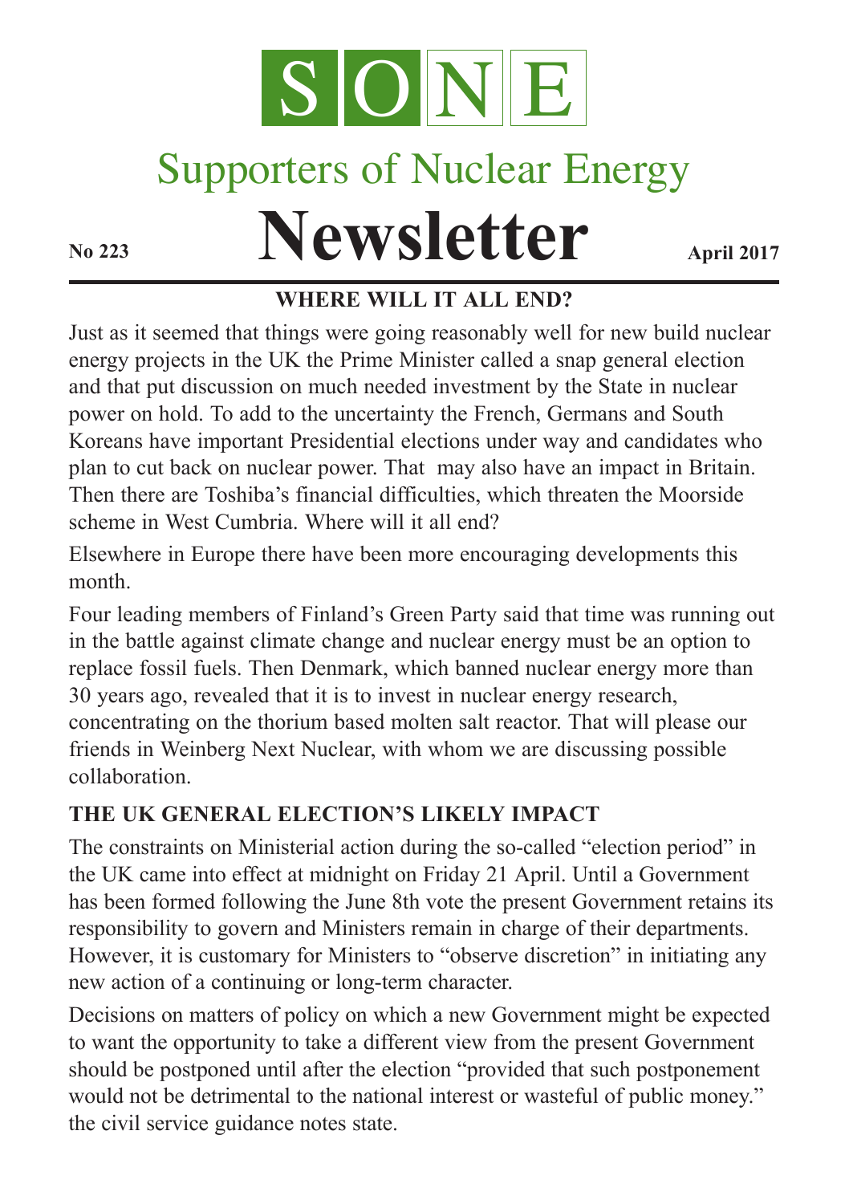# SONE

## Supporters of Nuclear Energy

# Newsletter

**No 223** **April 2017**

### WHERE WILL IT ALL END?

Just as it seemed that things were going reasonably well for new build nuclear energy projects in the UK the Prime Minister called a snap general election and that put discussion on much needed investment by the State in nuclear power on hold. To add to the uncertainty the French, Germans and South Koreans have important Presidential elections under way and candidates who plan to cut back on nuclear power. That may also have an impact in Britain. Then there are Toshiba's financial difficulties, which threaten the Moorside scheme in West Cumbria. Where will it all end?

Elsewhere in Europe there have been more encouraging developments this month.

Four leading members of Finland's Green Party said that time was running out in the battle against climate change and nuclear energy must be an option to replace fossil fuels. Then Denmark, which banned nuclear energy more than 30 years ago, revealed that it is to invest in nuclear energy research, concentrating on the thorium based molten salt reactor. That will please our friends in Weinberg Next Nuclear, with whom we are discussing possible collaboration.

### THE UK GENERAL ELECTION'S LIKELY IMPACT

The constraints on Ministerial action during the so-called "election period" in the UK came into effect at midnight on Friday 21 April. Until a Government has been formed following the June 8th vote the present Government retains its responsibility to govern and Ministers remain in charge of their departments. However, it is customary for Ministers to "observe discretion" in initiating any new action of a continuing or long-term character.

Decisions on matters of policy on which a new Government might be expected to want the opportunity to take a different view from the present Government should be postponed until after the election "provided that such postponement would not be detrimental to the national interest or wasteful of public money." the civil service guidance notes state.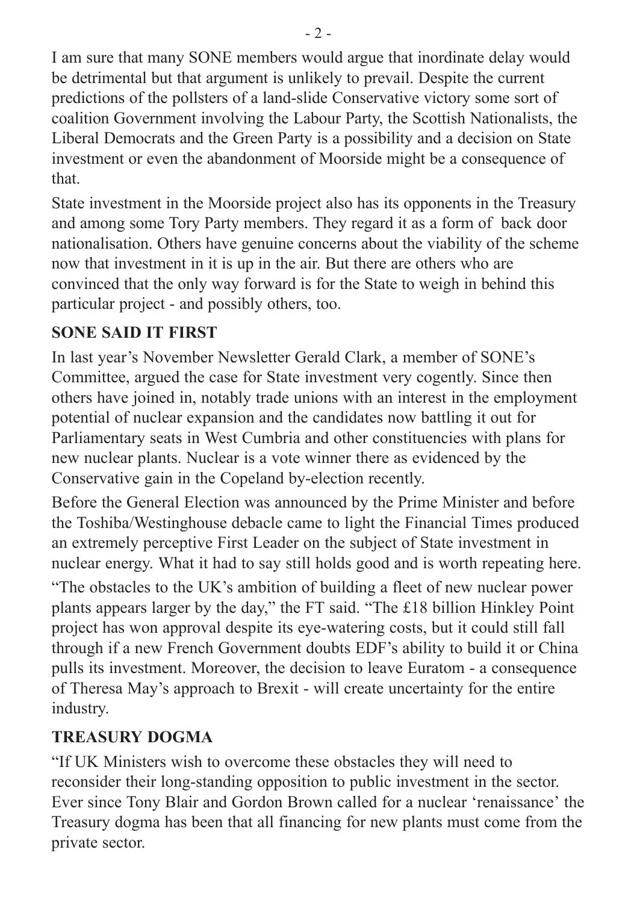I am sure that many SONE members would argue that inordinate delay would be detrimental but that argument is unlikely to prevail. Despite the current predictions of the pollsters of a land-slide Conservative victory some sort of coalition Government involving the Labour Party, the Scottish Nationalists, the Liberal Democrats and the Green Party is a possibility and a decision on State investment or even the abandonment of Moorside might be a consequence of that.

State investment in the Moorside project also has its opponents in the Treasury and among some Tory Party members. They regard it as a form of back door nationalisation. Others have genuine concerns about the viability of the scheme now that investment in it is up in the air. But there are others who are convinced that the only way forward is for the State to weigh in behind this particular project - and possibly others, too.

## SONE SAID IT FIRST

In last year's November Newsletter Gerald Clark, a member of SONE's Committee, argued the case for State investment very cogently. Since then others have joined in, notably trade unions with an interest in the employment potential of nuclear expansion and the candidates now battling it out for Parliamentary seats in West Cumbria and other constituencies with plans for new nuclear plants. Nuclear is a vote winner there as evidenced by the Conservative gain in the Copeland by-election recently.

Before the General Election was announced by the Prime Minister and before the Toshiba/Westinghouse debacle came to light the Financial Times produced an extremely perceptive First Leader on the subject of State investment in nuclear energy. What it had to say still holds good and is worth repeating here.

"The obstacles to the UK's ambition of building a fleet of new nuclear power plants appears larger by the day," the FT said. "The £18 billion Hinkley Point project has won approval despite its eye-watering costs, but it could still fall through if a new French Government doubts EDF's ability to build it or China pulls its investment. Moreover, the decision to leave Euratom - a consequence of Theresa May's approach to Brexit - will create uncertainty for the entire industry.

## TREASURY DOGMA

"If UK Ministers wish to overcome these obstacles they will need to reconsider their long-standing opposition to public investment in the sector. Ever since Tony Blair and Gordon Brown called for a nuclear 'renaissance' the Treasury dogma has been that all financing for new plants must come from the private sector.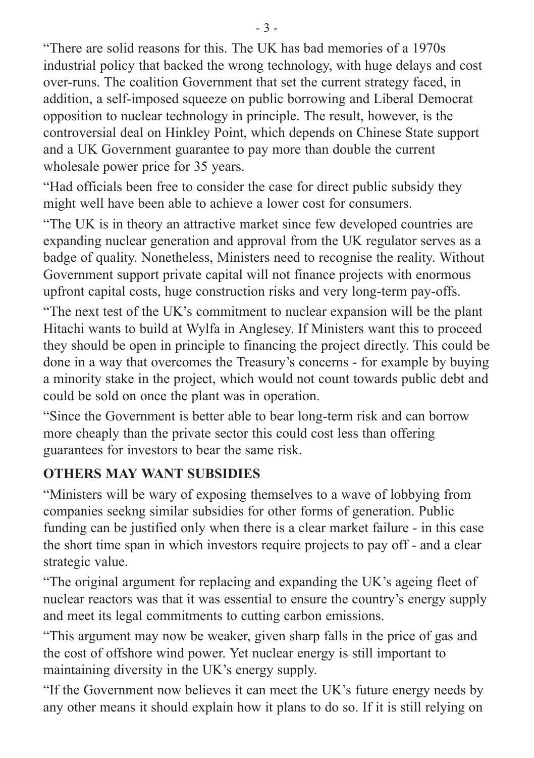"There are solid reasons for this. The UK has bad memories of a 1970s industrial policy that backed the wrong technology, with huge delays and cost over-runs. The coalition Government that set the current strategy faced, in addition, a self-imposed squeeze on public borrowing and Liberal Democrat opposition to nuclear technology in principle. The result, however, is the controversial deal on Hinkley Point, which depends on Chinese State support and a UK Government guarantee to pay more than double the current wholesale power price for 35 years.

"Had officials been free to consider the case for direct public subsidy they might well have been able to achieve a lower cost for consumers.

"The UK is in theory an attractive market since few developed countries are expanding nuclear generation and approval from the UK regulator serves as a badge of quality. Nonetheless, Ministers need to recognise the reality. Without Government support private capital will not finance projects with enormous upfront capital costs, huge construction risks and very long-term pay-offs.

"The next test of the UK's commitment to nuclear expansion will be the plant Hitachi wants to build at Wylfa in Anglesey. If Ministers want this to proceed they should be open in principle to financing the project directly. This could be done in a way that overcomes the Treasury's concerns - for example by buying a minority stake in the project, which would not count towards public debt and could be sold on once the plant was in operation.

"Since the Government is better able to bear long-term risk and can borrow more cheaply than the private sector this could cost less than offering guarantees for investors to bear the same risk.

**OTHERS MAY WANT SUBSIDIES**

"Ministers will be wary of exposing themselves to a wave of lobbying from companies seekng similar subsidies for other forms of generation. Public funding can be justified only when there is a clear market failure - in this case the short time span in which investors require projects to pay off - and a clear strategic value.

"The original argument for replacing and expanding the UK's ageing fleet of nuclear reactors was that it was essential to ensure the country's energy supply and meet its legal commitments to cutting carbon emissions.

"This argument may now be weaker, given sharp falls in the price of gas and the cost of offshore wind power. Yet nuclear energy is still important to maintaining diversity in the UK's energy supply.

"If the Government now believes it can meet the UK's future energy needs by any other means it should explain how it plans to do so. If it is still relying on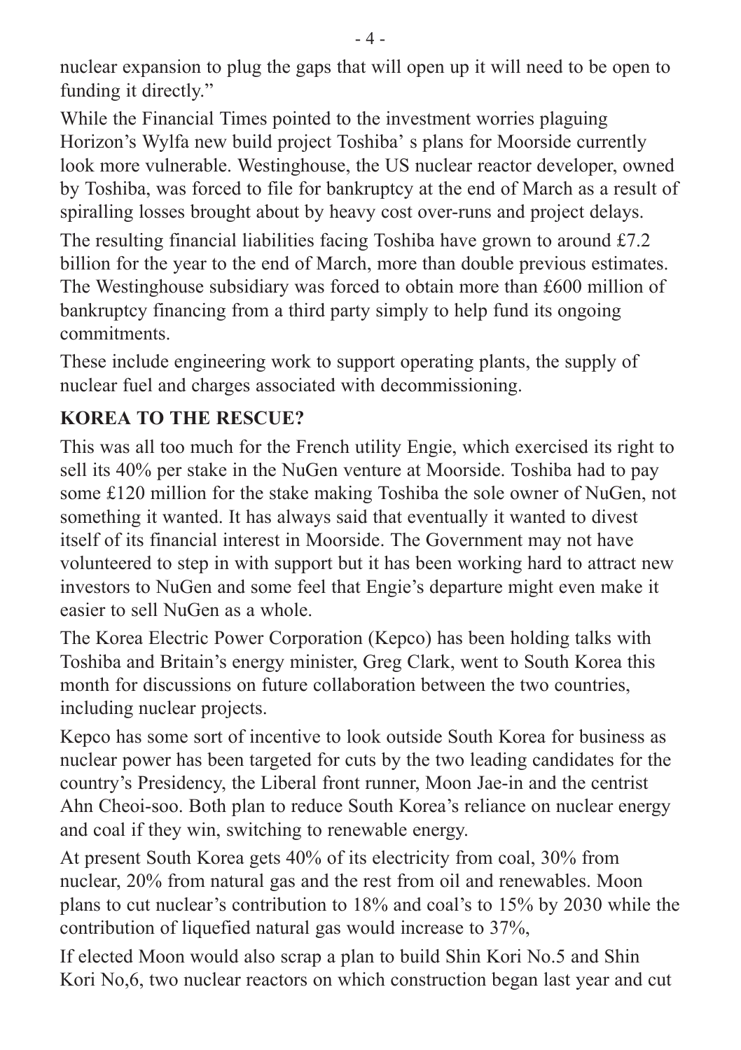nuclear expansion to plug the gaps that will open up it will need to be open to funding it directly."

While the Financial Times pointed to the investment worries plaguing Horizon's Wylfa new build project Toshiba' s plans for Moorside currently look more vulnerable. Westinghouse, the US nuclear reactor developer, owned by Toshiba, was forced to file for bankruptcy at the end of March as a result of spiralling losses brought about by heavy cost over-runs and project delays.

The resulting financial liabilities facing Toshiba have grown to around £7.2 billion for the year to the end of March, more than double previous estimates. The Westinghouse subsidiary was forced to obtain more than £600 million of bankruptcy financing from a third party simply to help fund its ongoing commitments.

These include engineering work to support operating plants, the supply of nuclear fuel and charges associated with decommissioning.

**KOREA TO THE RESCUE?**

This was all too much for the French utility Engie, which exercised its right to sell its 40% per stake in the NuGen venture at Moorside. Toshiba had to pay some £120 million for the stake making Toshiba the sole owner of NuGen, not something it wanted. It has always said that eventually it wanted to divest itself of its financial interest in Moorside. The Government may not have volunteered to step in with support but it has been working hard to attract new investors to NuGen and some feel that Engie's departure might even make it easier to sell NuGen as a whole.

The Korea Electric Power Corporation (Kepco) has been holding talks with Toshiba and Britain's energy minister, Greg Clark, went to South Korea this month for discussions on future collaboration between the two countries, including nuclear projects.

Kepco has some sort of incentive to look outside South Korea for business as nuclear power has been targeted for cuts by the two leading candidates for the country's Presidency, the Liberal front runner, Moon Jae-in and the centrist Ahn Cheoi-soo. Both plan to reduce South Korea's reliance on nuclear energy and coal if they win, switching to renewable energy.

At present South Korea gets 40% of its electricity from coal, 30% from nuclear, 20% from natural gas and the rest from oil and renewables. Moon plans to cut nuclear's contribution to 18% and coal's to 15% by 2030 while the contribution of liquefied natural gas would increase to 37%,

If elected Moon would also scrap a plan to build Shin Kori No.5 and Shin Kori No,6, two nuclear reactors on which construction began last year and cut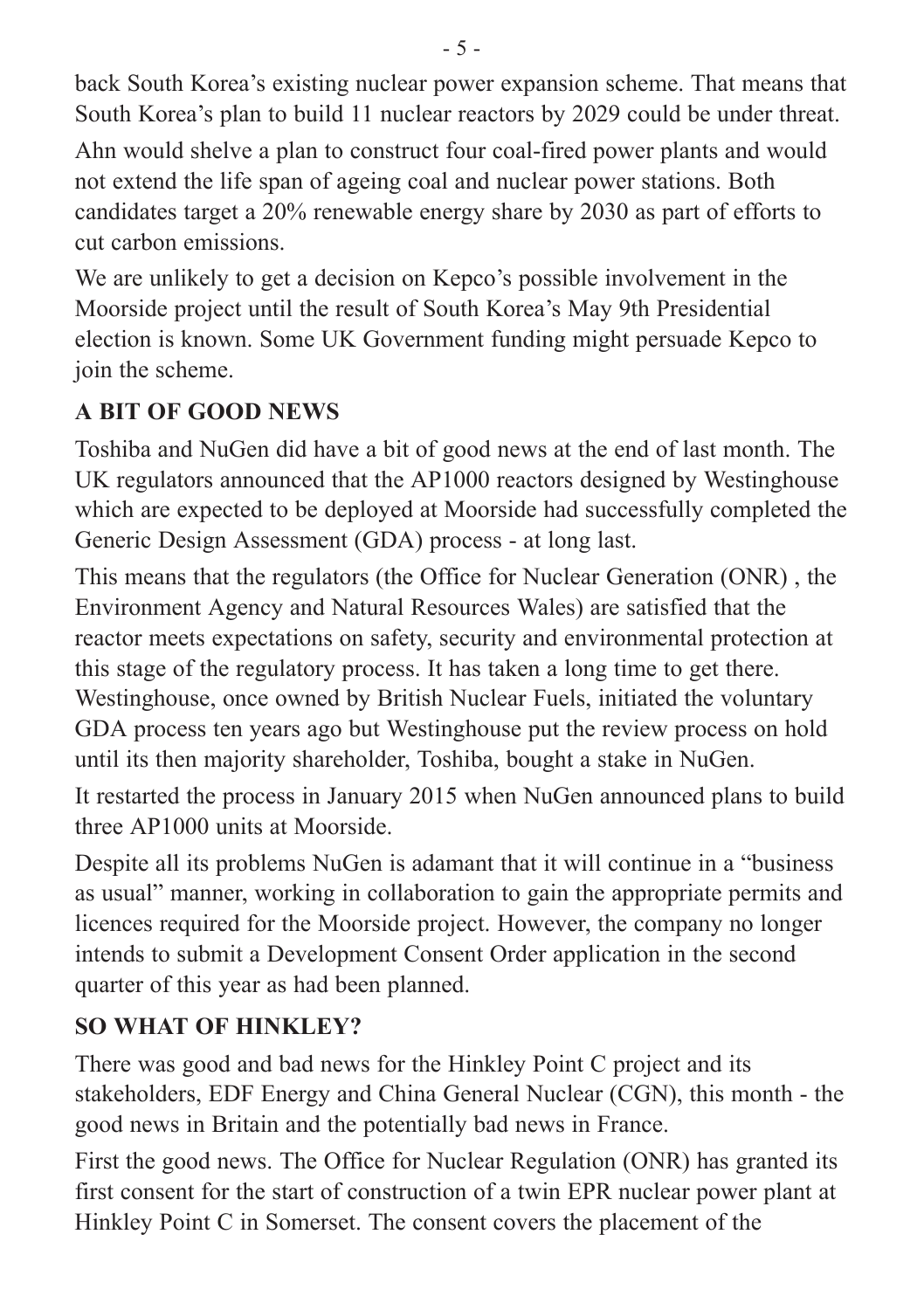back South Korea's existing nuclear power expansion scheme. That means that South Korea's plan to build 11 nuclear reactors by 2029 could be under threat.

Ahn would shelve a plan to construct four coal-fired power plants and would not extend the life span of ageing coal and nuclear power stations. Both candidates target a 20% renewable energy share by 2030 as part of efforts to cut carbon emissions.

We are unlikely to get a decision on Kepco's possible involvement in the Moorside project until the result of South Korea's May 9th Presidential election is known. Some UK Government funding might persuade Kepco to join the scheme.

## A BIT OF GOOD NEWS

Toshiba and NuGen did have a bit of good news at the end of last month. The UK regulators announced that the AP1000 reactors designed by Westinghouse which are expected to be deployed at Moorside had successfully completed the Generic Design Assessment (GDA) process - at long last.

This means that the regulators (the Office for Nuclear Generation (ONR) , the Environment Agency and Natural Resources Wales) are satisfied that the reactor meets expectations on safety, security and environmental protection at this stage of the regulatory process. It has taken a long time to get there. Westinghouse, once owned by British Nuclear Fuels, initiated the voluntary GDA process ten years ago but Westinghouse put the review process on hold until its then majority shareholder, Toshiba, bought a stake in NuGen.

It restarted the process in January 2015 when NuGen announced plans to build three AP1000 units at Moorside.

Despite all its problems NuGen is adamant that it will continue in a "business as usual" manner, working in collaboration to gain the appropriate permits and licences required for the Moorside project. However, the company no longer intends to submit a Development Consent Order application in the second quarter of this year as had been planned.

## SO WHAT OF HINKLEY?

There was good and bad news for the Hinkley Point C project and its stakeholders, EDF Energy and China General Nuclear (CGN), this month - the good news in Britain and the potentially bad news in France.

First the good news. The Office for Nuclear Regulation (ONR) has granted its first consent for the start of construction of a twin EPR nuclear power plant at Hinkley Point C in Somerset. The consent covers the placement of the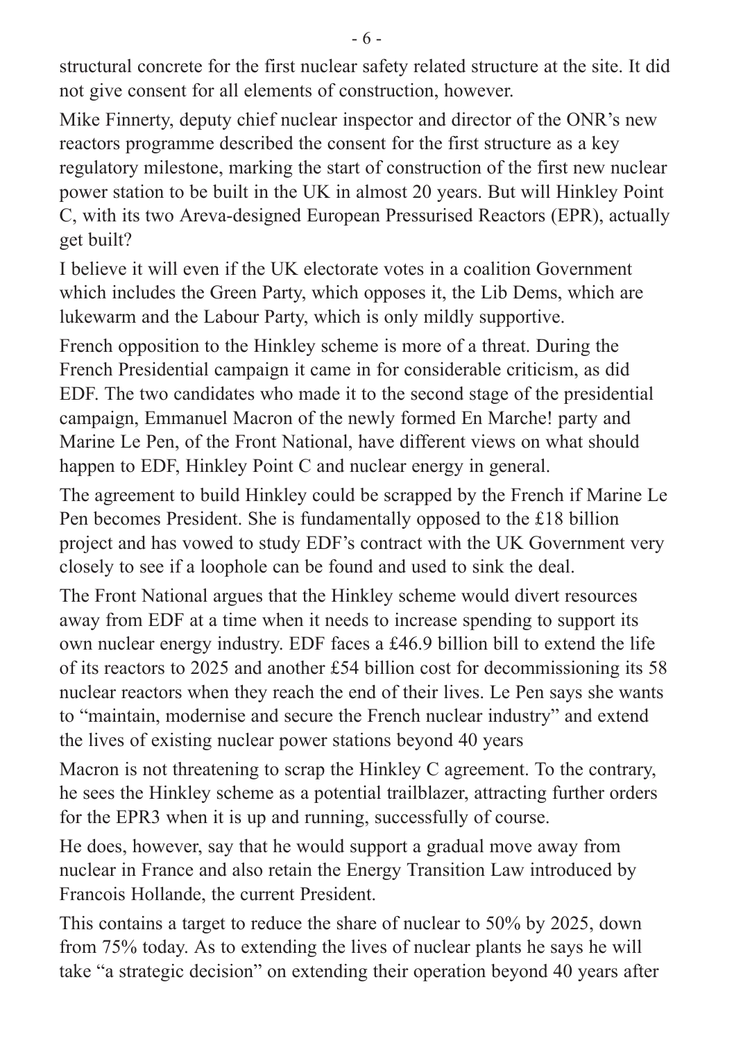structural concrete for the first nuclear safety related structure at the site. It did not give consent for all elements of construction, however.

Mike Finnerty, deputy chief nuclear inspector and director of the ONR's new reactors programme described the consent for the first structure as a key regulatory milestone, marking the start of construction of the first new nuclear power station to be built in the UK in almost 20 years. But will Hinkley Point C, with its two Areva-designed European Pressurised Reactors (EPR), actually get built?

I believe it will even if the UK electorate votes in a coalition Government which includes the Green Party, which opposes it, the Lib Dems, which are lukewarm and the Labour Party, which is only mildly supportive.

French opposition to the Hinkley scheme is more of a threat. During the French Presidential campaign it came in for considerable criticism, as did EDF. The two candidates who made it to the second stage of the presidential campaign, Emmanuel Macron of the newly formed En Marche! party and Marine Le Pen, of the Front National, have different views on what should happen to EDF, Hinkley Point C and nuclear energy in general.

The agreement to build Hinkley could be scrapped by the French if Marine Le Pen becomes President. She is fundamentally opposed to the £18 billion project and has vowed to study EDF's contract with the UK Government very closely to see if a loophole can be found and used to sink the deal.

The Front National argues that the Hinkley scheme would divert resources away from EDF at a time when it needs to increase spending to support its own nuclear energy industry. EDF faces a £46.9 billion bill to extend the life of its reactors to 2025 and another £54 billion cost for decommissioning its 58 nuclear reactors when they reach the end of their lives. Le Pen says she wants to "maintain, modernise and secure the French nuclear industry" and extend the lives of existing nuclear power stations beyond 40 years

Macron is not threatening to scrap the Hinkley C agreement. To the contrary, he sees the Hinkley scheme as a potential trailblazer, attracting further orders for the EPR3 when it is up and running, successfully of course.

He does, however, say that he would support a gradual move away from nuclear in France and also retain the Energy Transition Law introduced by Francois Hollande, the current President.

This contains a target to reduce the share of nuclear to 50% by 2025, down from 75% today. As to extending the lives of nuclear plants he says he will take "a strategic decision" on extending their operation beyond 40 years after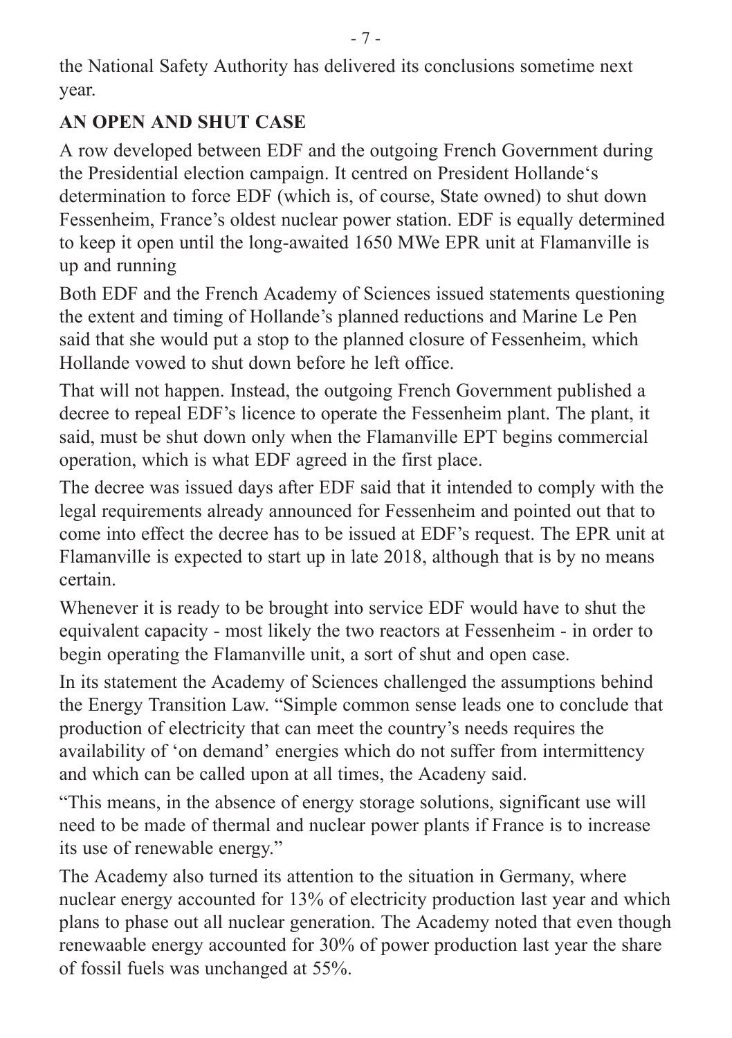the National Safety Authority has delivered its conclusions sometime next year.

## AN OPEN AND SHUT CASE

A row developed between EDF and the outgoing French Government during the Presidential election campaign. It centred on President Hollande's determination to force EDF (which is, of course, State owned) to shut down Fessenheim, France's oldest nuclear power station. EDF is equally determined to keep it open until the long-awaited 1650 MWe EPR unit at Flamanville is up and running

Both EDF and the French Academy of Sciences issued statements questioning the extent and timing of Hollande's planned reductions and Marine Le Pen said that she would put a stop to the planned closure of Fessenheim, which Hollande vowed to shut down before he left office.

That will not happen. Instead, the outgoing French Government published a decree to repeal EDF's licence to operate the Fessenheim plant. The plant, it said, must be shut down only when the Flamanville EPT begins commercial operation, which is what EDF agreed in the first place.

The decree was issued days after EDF said that it intended to comply with the legal requirements already announced for Fessenheim and pointed out that to come into effect the decree has to be issued at EDF's request. The EPR unit at Flamanville is expected to start up in late 2018, although that is by no means certain.

Whenever it is ready to be brought into service EDF would have to shut the equivalent capacity - most likely the two reactors at Fessenheim - in order to begin operating the Flamanville unit, a sort of shut and open case.

In its statement the Academy of Sciences challenged the assumptions behind the Energy Transition Law. "Simple common sense leads one to conclude that production of electricity that can meet the country's needs requires the availability of 'on demand' energies which do not suffer from intermittency and which can be called upon at all times, the Acadeny said.

"This means, in the absence of energy storage solutions, significant use will need to be made of thermal and nuclear power plants if France is to increase its use of renewable energy."

The Academy also turned its attention to the situation in Germany, where nuclear energy accounted for 13% of electricity production last year and which plans to phase out all nuclear generation. The Academy noted that even though renewaable energy accounted for 30% of power production last year the share of fossil fuels was unchanged at 55%.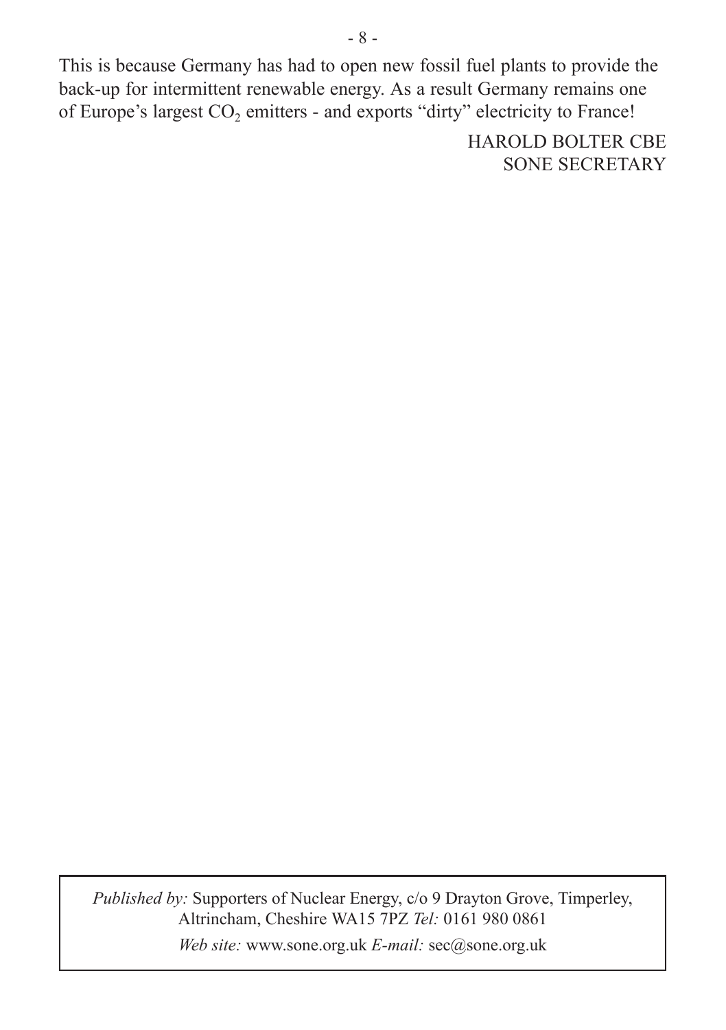This is because Germany has had to open new fossil fuel plants to provide the back-up for intermittent renewable energy. As a result Germany remains one of Europe's largest $CO_2$ emitters - and exports "dirty" electricity to France!

HAROLD BOLTER CBE
SONE SECRETARY

*Published by:* Supporters of Nuclear Energy, c/o 9 Drayton Grove, Timperley, Altrincham, Cheshire WA15 7PZ *Tel:* 0161 980 0861

*Web site:* www.sone.org.uk *E-mail:* sec@sone.org.uk